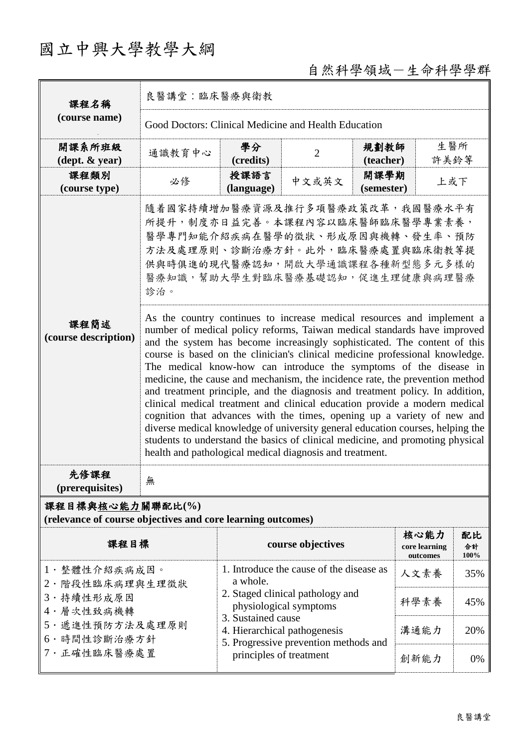# 國立中興大學教學大綱

自然科學領域－生命科學學群

| 課程名稱 (course name) | 良醫講堂：臨床醫療與衛教 | | | | |
|---|---|---|---|---|---|
| | Good Doctors: Clinical Medicine and Health Education | | | | |
| 開課系所班級 (dept. & year) | 通識教育中心 | 學分 (credits) | 2 | 規劃教師 (teacher) | 生醫所 許美鈴等 |
| 課程類別 (course type) | 必修 | 授課語言 (language) | 中文或英文 | 開課學期 (semester) | 上或下 |
| 課程簡述 (course description) | 隨着國家持續增加醫療資源及推行多項醫療政策改革，我國醫療水平有所提升，制度亦日益完善。本課程內容以臨床醫師臨床醫學專業素養，醫學專門知能介紹疾病在醫學的徵狀、形成原因與機轉、發生率、預防方法及處理原則、診斷治療方針。此外，臨床醫療處置與臨床衛教等提供與時俱進的現代醫療認知，開啟大學通識課程各種新型態多元多樣的醫療知識，幫助大學生對臨床醫療基礎認知，促進生理健康與病理醫療診治。 | | | | |
| | As the country continues to increase medical resources and implement a number of medical policy reforms, Taiwan medical standards have improved and the system has become increasingly sophisticated. The content of this course is based on the clinician's clinical medicine professional knowledge. The medical know-how can introduce the symptoms of the disease in medicine, the cause and mechanism, the incidence rate, the prevention method and treatment principle, and the diagnosis and treatment policy. In addition, clinical medical treatment and clinical education provide a modern medical cognition that advances with the times, opening up a variety of new and diverse medical knowledge of university general education courses, helping the students to understand the basics of clinical medicine, and promoting physical health and pathological medical diagnosis and treatment. | | | | |
| 先修課程 (prerequisites) | 無 | | | | |

**課程目標與核心能力關聯配比(%)**
**(relevance of course objectives and core learning outcomes)**

| 課程目標 | course objectives | 核心能力 core learning outcomes | 配比 合計 100% |
|---|---|---|---|
| 1．整體性介紹疾病成因。<br>2．階段性臨床病理與生理徵狀<br>3．持續性形成原因<br>4．層次性致病機轉<br>5．遞進性預防方法及處理原則<br>6．時間性診斷治療方針<br>7．正確性臨床醫療處置 | 1. Introduce the cause of the disease as a whole.<br>2. Staged clinical pathology and physiological symptoms<br>3. Sustained cause<br>4. Hierarchical pathogenesis<br>5. Progressive prevention methods and principles of treatment | 人文素養 | 35% |
| | | 科學素養 | 45% |
| | | 溝通能力 | 20% |
| | | 創新能力 | 0% |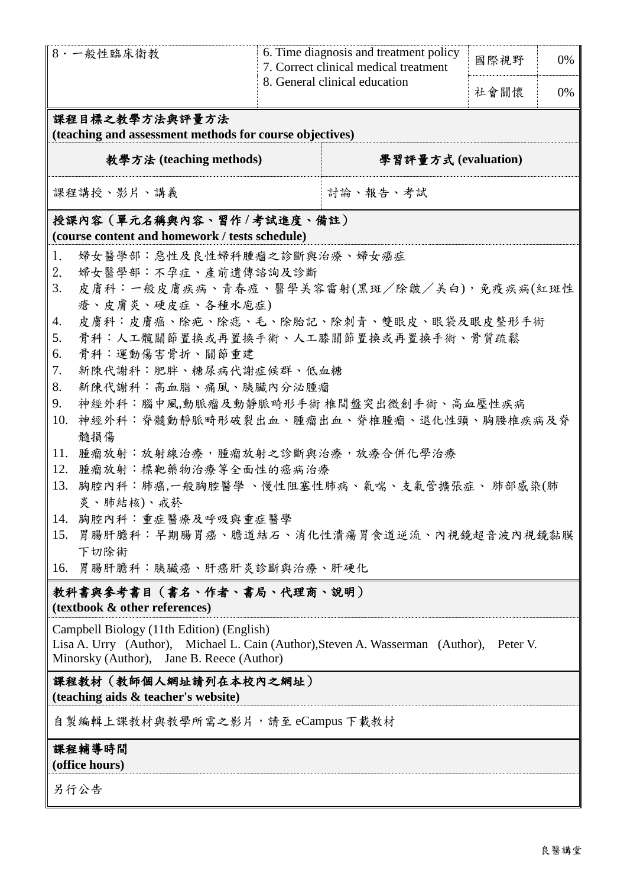| | | | |
|---|---|---|---|
| 8・一般性臨床衛教 | 6. Time diagnosis and treatment policy<br>7. Correct clinical medical treatment<br>8. General clinical education | 國際視野 | 0% |
| | | 社會關懷 | 0% |

## 課程目標之教學方法與評量方法
**(teaching and assessment methods for course objectives)**

| 教學方法 (teaching methods) | 學習評量方式 (evaluation) |
|---|---|
| 課程講授、影片、講義 | 討論、報告、考試 |

## 授課內容（單元名稱與內容、習作 / 考試進度、備註）
**(course content and homework / tests schedule)**

1. 婦女醫學部：惡性及良性婦科腫瘤之診斷與治療、婦女癌症
2. 婦女醫學部：不孕症、產前遺傳諮詢及診斷
3. 皮膚科：一般皮膚疾病、青春痘、醫學美容雷射(黑斑／除皺／美白)，免疫疾病(紅斑性瘡、皮膚炎、硬皮症、各種水庖症)
4. 皮膚科：皮膚癌、除疤、除痣、毛、除胎記、除刺青、雙眼皮、眼袋及眼皮整形手術
5. 骨科：人工髖關節置換或再置換手術、人工膝關節置換或再置換手術、骨質疏鬆
6. 骨科：運動傷害骨折、關節重建
7. 新陳代謝科：肥胖、糖尿病代謝症候群、低血糖
8. 新陳代謝科：高血脂、痛風、胰臟內分泌腫瘤
9. 神經外科：腦中風,動脈瘤及動靜脈畸形手術 椎間盤突出微創手術、高血壓性疾病
10. 神經外科：脊髓動靜脈畸形破裂出血、腫瘤出血、脊椎腫瘤、退化性頸、胸腰椎疾病及脊髓損傷
11. 腫瘤放射：放射線治療，腫瘤放射之診斷與治療，放療合併化學治療
12. 腫瘤放射：標靶藥物治療等全面性的癌病治療
13. 胸腔內科：肺癌,一般胸腔醫學 、慢性阻塞性肺病、氣喘、支氣管擴張症、 肺部感染(肺炎、肺結核)、戒菸
14. 胸腔內科：重症醫療及呼吸與重症醫學
15. 胃腸肝膽科：早期腸胃癌、膽道結石、消化性潰瘍胃食道逆流、內視鏡超音波內視鏡黏膜下切除術
16. 胃腸肝膽科：胰臟癌、肝癌肝炎診斷與治療、肝硬化

## 教科書與參考書目（書名、作者、書局、代理商、說明）
**(textbook & other references)**

Campbell Biology (11th Edition) (English)
Lisa A. Urry (Author), Michael L. Cain (Author),Steven A. Wasserman (Author), Peter V. Minorsky (Author), Jane B. Reece (Author)

## 課程教材（教師個人網址請列在本校內之網址）
**(teaching aids & teacher's website)**

自製編輯上課教材與教學所需之影片，請至 eCampus 下載教材

## 課程輔導時間
**(office hours)**

另行公告

良醫講堂